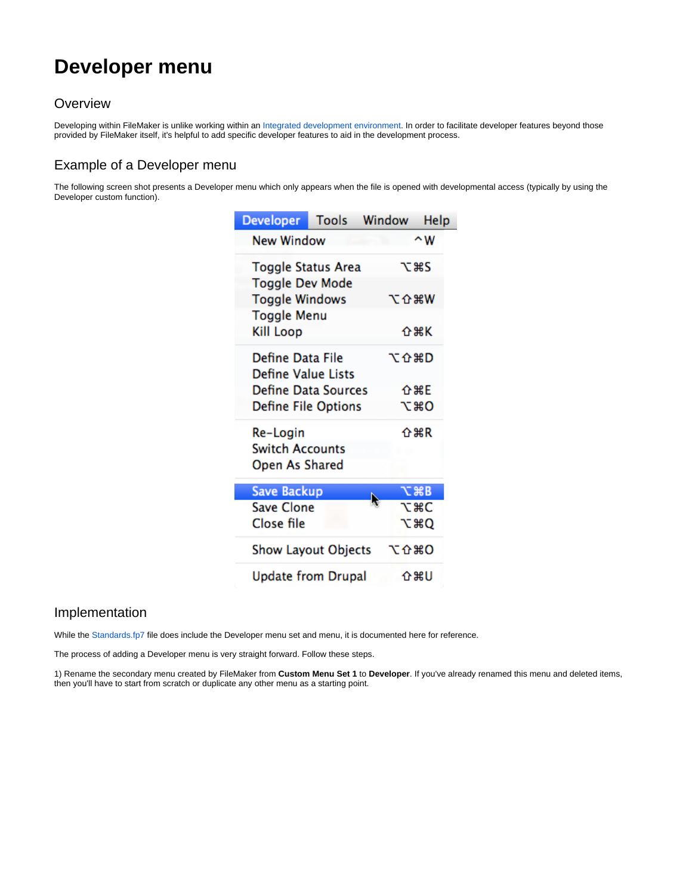# Developer menu

## Overview

Developing within FileMaker is unlike working within an Integrated development environment. In order to facilitate developer features beyond those provided by FileMaker itself, it's helpful to add specific developer features to aid in the development process.

## Example of a Developer menu

The following screen shot presents a Developer menu which only appears when the file is opened with developmental access (typically by using the Developer custom function).

## Implementation

While the Standards.fp7 file does include the Developer menu set and menu, it is documented here for reference.

The process of adding a Developer menu is very straight forward. Follow these steps.

1) Rename the secondary menu created by FileMaker from **Custom Menu Set 1** to **Developer**. If you've already renamed this menu and deleted items, then you'll have to start from scratch or duplicate any other menu as a starting point.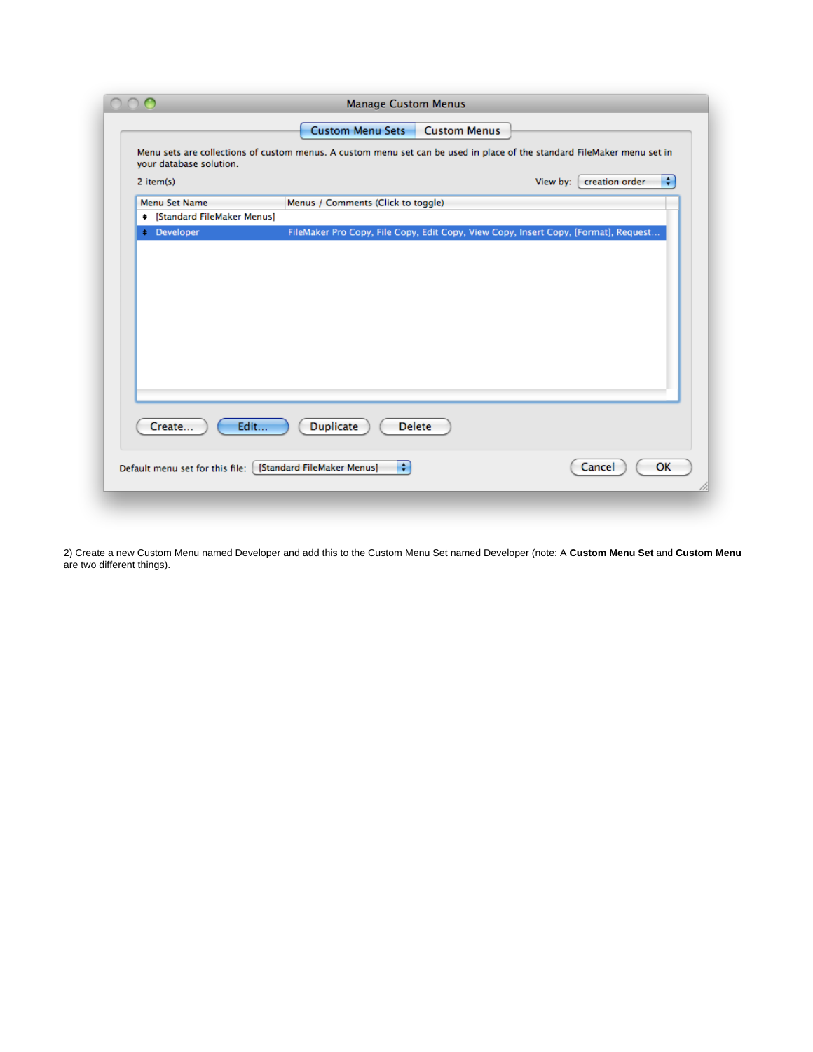2) Create a new Custom Menu named Developer and add this to the Custom Menu Set named Developer (note: A **Custom Menu Set** and **Custom Menu** are two different things).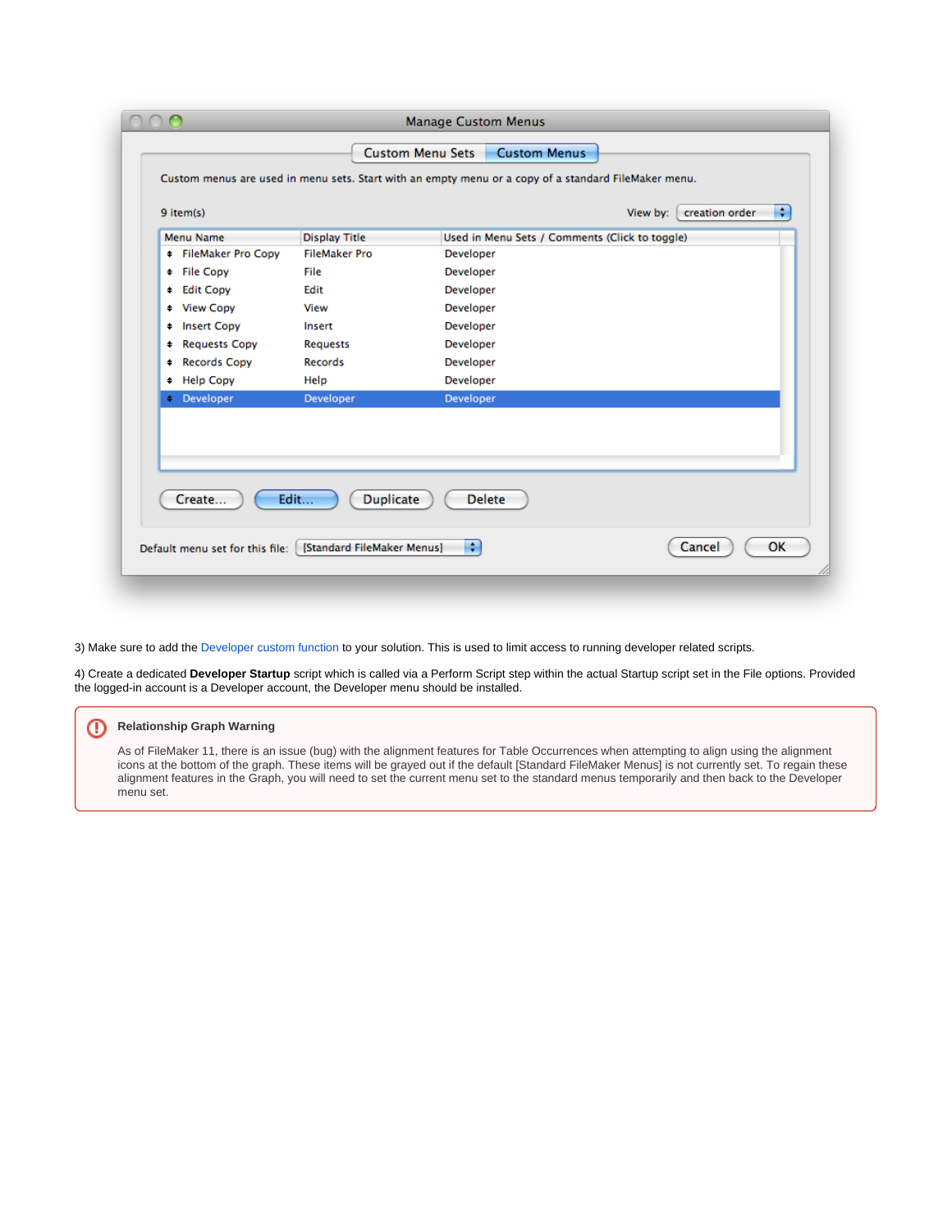3) Make sure to add the Developer custom function to your solution. This is used to limit access to running developer related scripts.

4) Create a dedicated **Developer Startup** script which is called via a Perform Script step within the actual Startup script set in the File options. Provided the logged-in account is a Developer account, the Developer menu should be installed.

> **Relationship Graph Warning**
>
> As of FileMaker 11, there is an issue (bug) with the alignment features for Table Occurrences when attempting to align using the alignment icons at the bottom of the graph. These items will be grayed out if the default [Standard FileMaker Menus] is not currently set. To regain these alignment features in the Graph, you will need to set the current menu set to the standard menus temporarily and then back to the Developer menu set.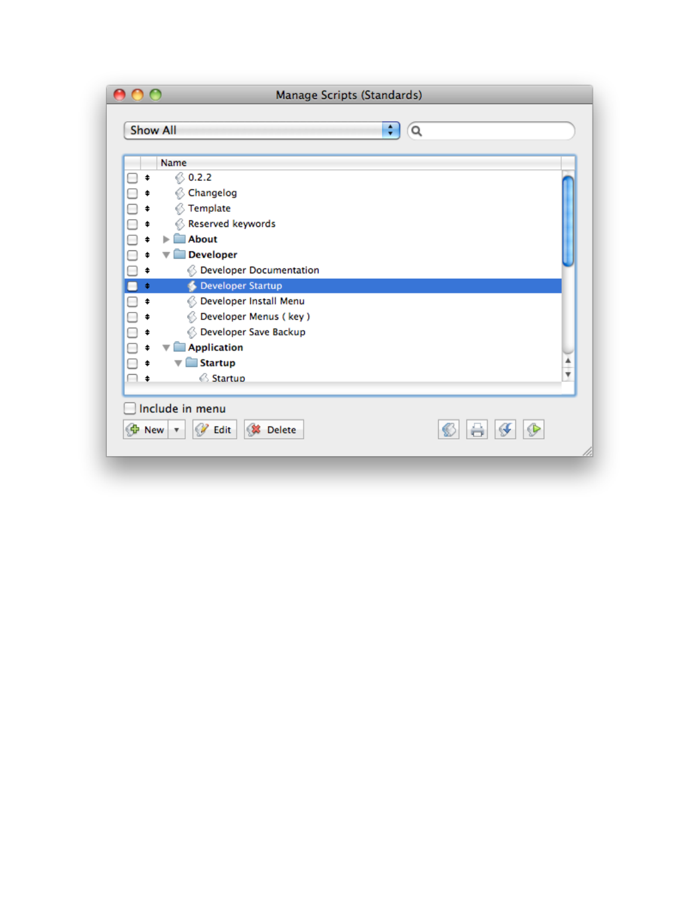Manage Scripts (Standards)

Show All

| | | Name |
|---|---|---|
| ☐ | ⇕ | 0.2.2 |
| ☐ | ⇕ | Changelog |
| ☐ | ⇕ | Template |
| ☐ | ⇕ | Reserved keywords |
| ☐ | ⇕ | ▶ About |
| ☐ | ⇕ | ▼ Developer |
| ☐ | ⇕ | Developer Documentation |
| ☐ | ⇕ | Developer Startup |
| ☐ | ⇕ | Developer Install Menu |
| ☐ | ⇕ | Developer Menus ( key ) |
| ☐ | ⇕ | Developer Save Backup |
| ☐ | ⇕ | ▼ Application |
| ☐ | ⇕ | ▼ Startup |
| ☐ | ⇕ | Startup |

☐ Include in menu

New ▾ | Edit | Delete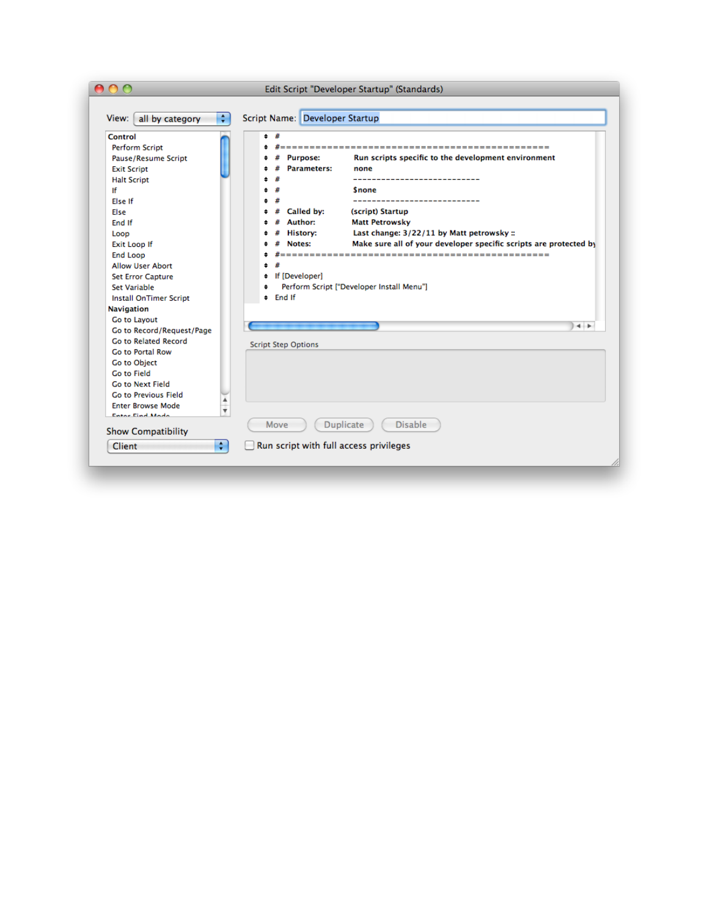Edit Script "Developer Startup" (Standards)

View: all by category

Script Name: Developer Startup

**Control**
- Perform Script
- Pause/Resume Script
- Exit Script
- Halt Script
- If
- Else If
- Else
- End If
- Loop
- Exit Loop If
- End Loop
- Allow User Abort
- Set Error Capture
- Set Variable
- Install OnTimer Script

**Navigation**
- Go to Layout
- Go to Record/Request/Page
- Go to Related Record
- Go to Portal Row
- Go to Object
- Go to Field
- Go to Next Field
- Go to Previous Field
- Enter Browse Mode
- Enter Find Mode

```
#
#==============================================
#   Purpose:        Run scripts specific to the development environment
#   Parameters:     none
#
#                   ----------------------------
#                   $none
#
#                   ----------------------------
#   Called by:      (script) Startup
#   Author:         Matt Petrowsky
#   History:        Last change: 3/22/11 by Matt petrowsky ::
#   Notes:          Make sure all of your developer specific scripts are protected by
#==============================================
#
If [Developer]
    Perform Script ["Developer Install Menu"]
End If
```

Script Step Options

Move | Duplicate | Disable

Show Compatibility: Client

Run script with full access privileges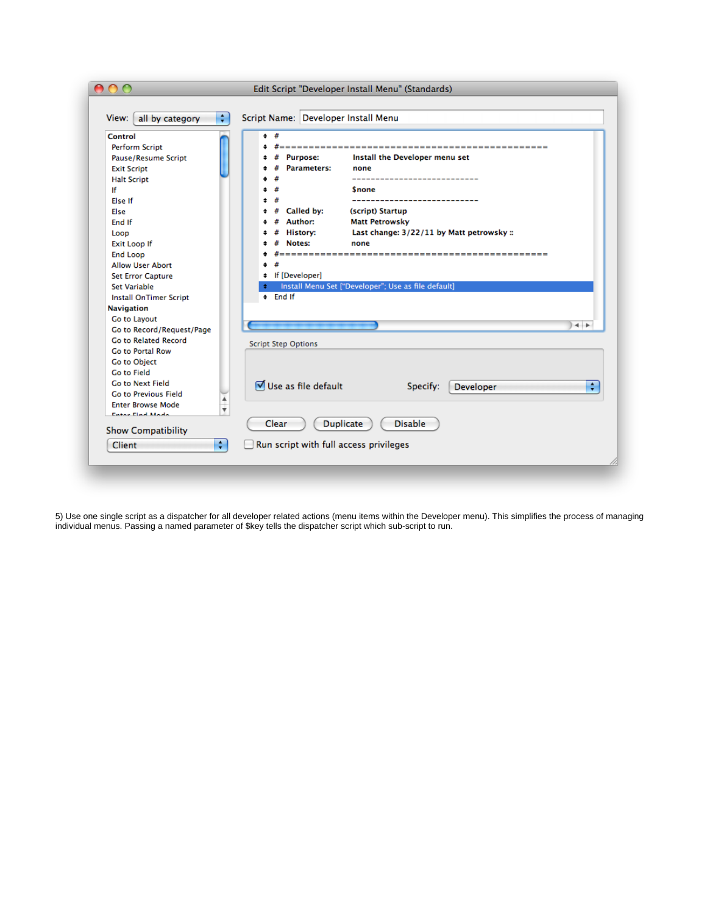Edit Script "Developer Install Menu" (Standards)

View: all by category

Script Name: Developer Install Menu

**Control**
Perform Script
Pause/Resume Script
Exit Script
Halt Script
If
Else If
Else
End If
Loop
Exit Loop If
End Loop
Allow User Abort
Set Error Capture
Set Variable
Install OnTimer Script
**Navigation**
Go to Layout
Go to Record/Request/Page
Go to Related Record
Go to Portal Row
Go to Object
Go to Field
Go to Next Field
Go to Previous Field
Enter Browse Mode

```
#
#==============================================
#  Purpose:        Install the Developer menu set
#  Parameters:     none
#
#                  ---------------------------
#                  $none
#
#                  ---------------------------
#  Called by:      (script) Startup
#  Author:         Matt Petrowsky
#  History:        Last change: 3/22/11 by Matt petrowsky ::
#  Notes:          none
#==============================================
#
If [Developer]
    Install Menu Set ["Developer"; Use as file default]
End If
```

Script Step Options

Use as file default    Specify: Developer

Clear    Duplicate    Disable

Show Compatibility: Client

Run script with full access privileges

5) Use one single script as a dispatcher for all developer related actions (menu items within the Developer menu). This simplifies the process of managing individual menus. Passing a named parameter of $key tells the dispatcher script which sub-script to run.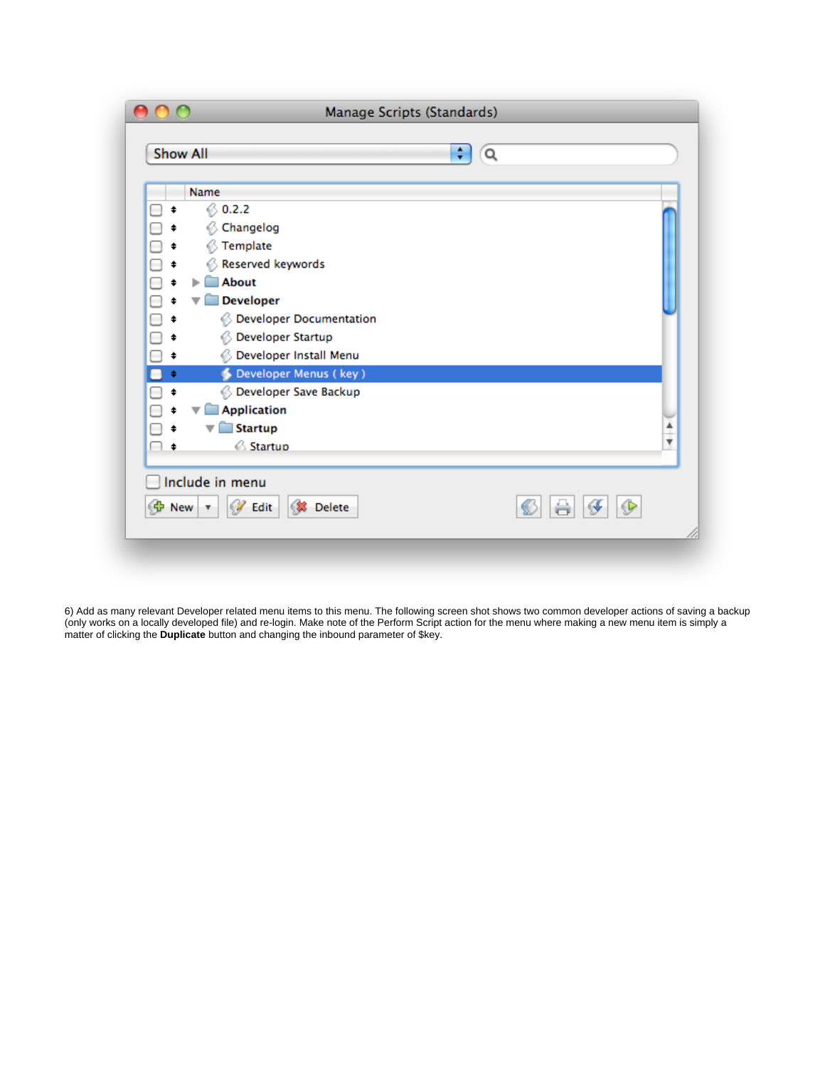6) Add as many relevant Developer related menu items to this menu. The following screen shot shows two common developer actions of saving a backup (only works on a locally developed file) and re-login. Make note of the Perform Script action for the menu where making a new menu item is simply a matter of clicking the **Duplicate** button and changing the inbound parameter of $key.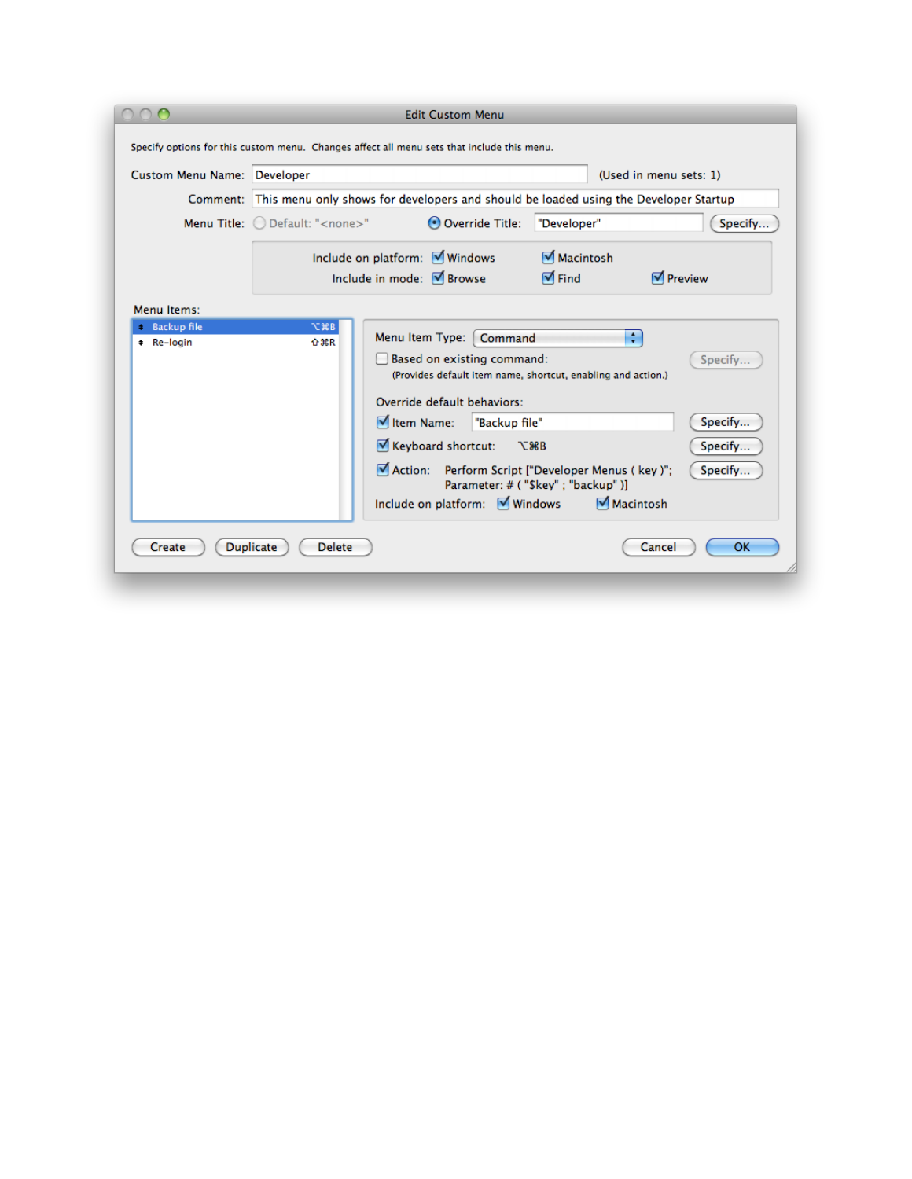Edit Custom Menu

Specify options for this custom menu. Changes affect all menu sets that include this menu.

Custom Menu Name: Developer (Used in menu sets: 1)

Comment: This menu only shows for developers and should be loaded using the Developer Startup

Menu Title: Default: "<none>" Override Title: "Developer" Specify...

Include on platform: Windows Macintosh

Include in mode: Browse Find Preview

Menu Items:

- Backup file ⌥⌘B
- Re-login ⇧⌘R

Menu Item Type: Command

Based on existing command: Specify...

(Provides default item name, shortcut, enabling and action.)

Override default behaviors:

Item Name: "Backup file" Specify...

Keyboard shortcut: ⌥⌘B Specify...

Action: Perform Script ["Developer Menus ( key )"; Parameter: # ( "$key" ; "backup" )] Specify...

Include on platform: Windows Macintosh

Create Duplicate Delete Cancel OK